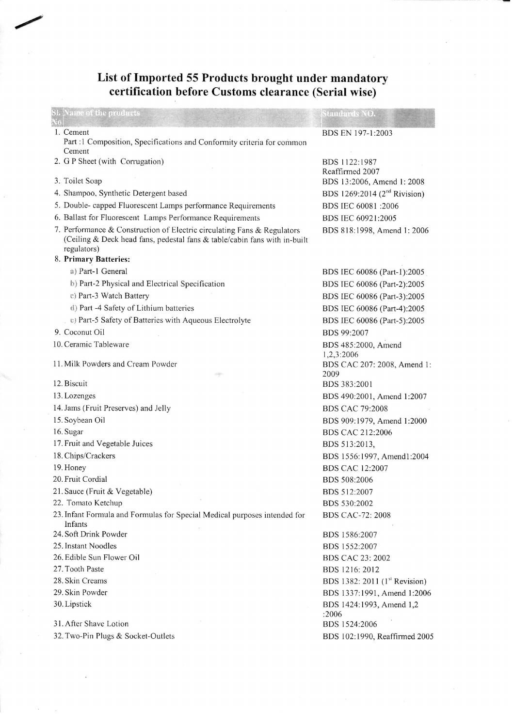# List of Imported 55 Products brought under mandatory certification before Customs clearance (Serial wise)

| Sl. No. Name of the products | Standards NO. |
|---|---|
| 1. Cement<br>Part :1 Composition, Specifications and Conformity criteria for common Cement | BDS EN 197-1:2003 |
| 2. G P Sheet (with Corrugation) | BDS 1122:1987<br>Reaffirmed 2007 |
| 3. Toilet Soap | BDS 13:2006, Amend 1: 2008 |
| 4. Shampoo, Synthetic Detergent based | BDS 1269:2014 (2nd Rivision) |
| 5. Double- capped Fluorescent Lamps performance Requirements | BDS IEC 60081 :2006 |
| 6. Ballast for Fluorescent Lamps Performance Requirements | BDS IEC 60921:2005 |
| 7. Performance & Construction of Electric circulating Fans & Regulators (Ceiling & Deck head fans, pedestal fans & table/cabin fans with in-built regulators) | BDS 818:1998, Amend 1: 2006 |
| 8. **Primary Batteries:** | |
| a) Part-1 General | BDS IEC 60086 (Part-1):2005 |
| b) Part-2 Physical and Electrical Specification | BDS IEC 60086 (Part-2):2005 |
| c) Part-3 Watch Battery | BDS IEC 60086 (Part-3):2005 |
| d) Part -4 Safety of Lithium batteries | BDS IEC 60086 (Part-4):2005 |
| e) Part-5 Safety of Batteries with Aqueous Electrolyte | BDS IEC 60086 (Part-5):2005 |
| 9. Coconut Oil | BDS 99:2007 |
| 10. Ceramic Tableware | BDS 485:2000, Amend 1,2,3:2006 |
| 11. Milk Powders and Cream Powder | BDS CAC 207: 2008, Amend 1: 2009 |
| 12. Biscuit | BDS 383:2001 |
| 13. Lozenges | BDS 490:2001, Amend 1:2007 |
| 14. Jams (Fruit Preserves) and Jelly | BDS CAC 79:2008 |
| 15. Soybean Oil | BDS 909:1979, Amend 1:2000 |
| 16. Sugar | BDS CAC 212:2006 |
| 17. Fruit and Vegetable Juices | BDS 513:2013, |
| 18. Chips/Crackers | BDS 1556:1997, Amend1:2004 |
| 19. Honey | BDS CAC 12:2007 |
| 20. Fruit Cordial | BDS 508:2006 |
| 21. Sauce (Fruit & Vegetable) | BDS 512:2007 |
| 22. Tomato Ketchup | BDS 530:2002 |
| 23. Infant Formula and Formulas for Special Medical purposes intended for Infants | BDS CAC-72: 2008 |
| 24. Soft Drink Powder | BDS 1586:2007 |
| 25. Instant Noodles | BDS 1552:2007 |
| 26. Edible Sun Flower Oil | BDS CAC 23: 2002 |
| 27. Tooth Paste | BDS 1216: 2012 |
| 28. Skin Creams | BDS 1382: 2011 (1st Revision) |
| 29. Skin Powder | BDS 1337:1991, Amend 1:2006 |
| 30. Lipstick | BDS 1424:1993, Amend 1,2 :2006 |
| 31. After Shave Lotion | BDS 1524:2006 |
| 32. Two-Pin Plugs & Socket-Outlets | BDS 102:1990, Reaffirmed 2005 |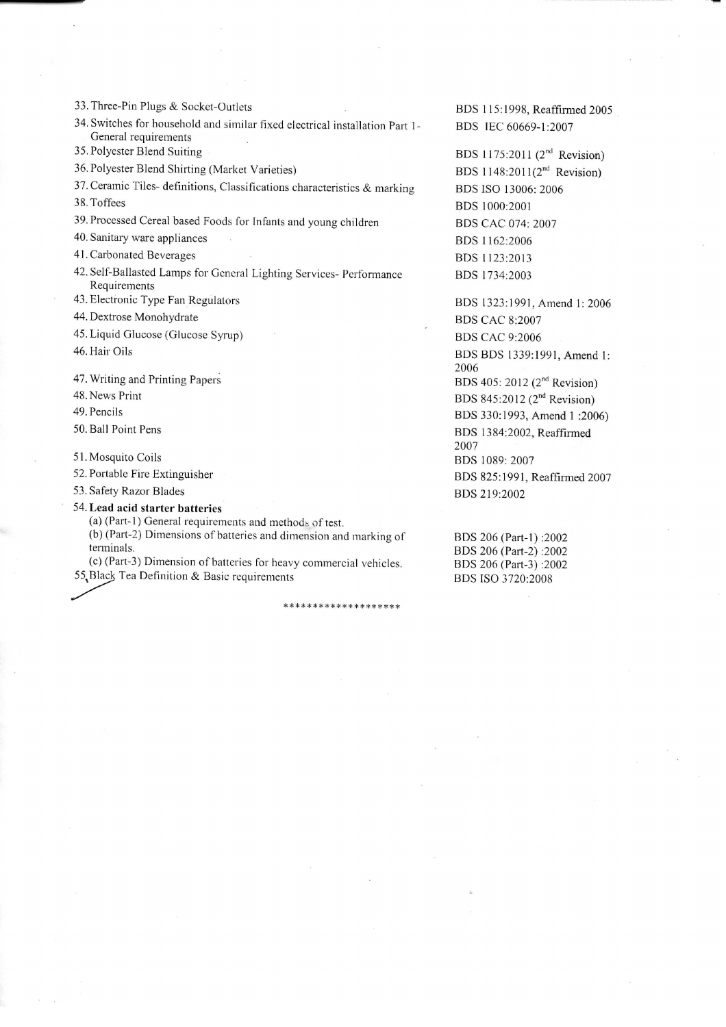| | |
|---|---|
| 33. Three-Pin Plugs & Socket-Outlets | BDS 115:1998, Reaffirmed 2005 |
| 34. Switches for household and similar fixed electrical installation Part 1- General requirements | BDS IEC 60669-1:2007 |
| 35. Polyester Blend Suiting | BDS 1175:2011 (2nd Revision) |
| 36. Polyester Blend Shirting (Market Varieties) | BDS 1148:2011(2nd Revision) |
| 37. Ceramic Tiles- definitions, Classifications characteristics & marking | BDS ISO 13006: 2006 |
| 38. Toffees | BDS 1000:2001 |
| 39. Processed Cereal based Foods for Infants and young children | BDS CAC 074: 2007 |
| 40. Sanitary ware appliances | BDS 1162:2006 |
| 41. Carbonated Beverages | BDS 1123:2013 |
| 42. Self-Ballasted Lamps for General Lighting Services- Performance Requirements | BDS 1734:2003 |
| 43. Electronic Type Fan Regulators | BDS 1323:1991, Amend 1: 2006 |
| 44. Dextrose Monohydrate | BDS CAC 8:2007 |
| 45. Liquid Glucose (Glucose Syrup) | BDS CAC 9:2006 |
| 46. Hair Oils | BDS BDS 1339:1991, Amend 1: 2006 |
| 47. Writing and Printing Papers | BDS 405: 2012 (2nd Revision) |
| 48. News Print | BDS 845:2012 (2nd Revision) |
| 49. Pencils | BDS 330:1993, Amend 1 :2006) |
| 50. Ball Point Pens | BDS 1384:2002, Reaffirmed 2007 |
| 51. Mosquito Coils | BDS 1089: 2007 |
| 52. Portable Fire Extinguisher | BDS 825:1991, Reaffirmed 2007 |
| 53. Safety Razor Blades | BDS 219:2002 |
| 54. **Lead acid starter batteries** | |
| (a) (Part-1) General requirements and methods of test. | BDS 206 (Part-1) :2002 |
| (b) (Part-2) Dimensions of batteries and dimension and marking of terminals. | BDS 206 (Part-2) :2002 |
| (c) (Part-3) Dimension of batteries for heavy commercial vehicles. | BDS 206 (Part-3) :2002 |
| 55. Black Tea Definition & Basic requirements | BDS ISO 3720:2008 |

********************